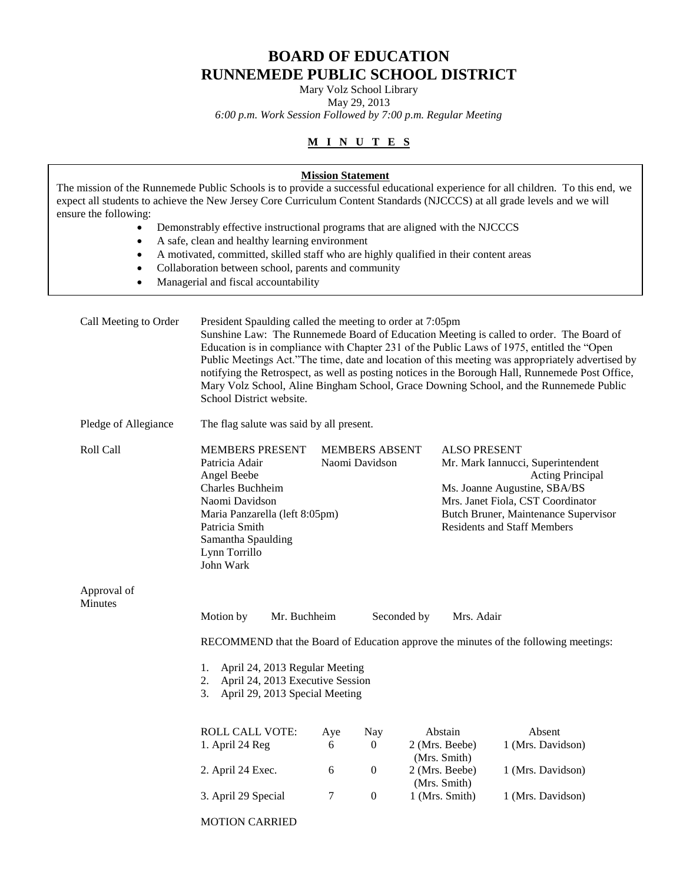# BOARD OF EDUCATION
# RUNNEMEDE PUBLIC SCHOOL DISTRICT

Mary Volz School Library
May 29, 2013
*6:00 p.m. Work Session Followed by 7:00 p.m. Regular Meeting*

**M I N U T E S**

**Mission Statement**

The mission of the Runnemede Public Schools is to provide a successful educational experience for all children. To this end, we expect all students to achieve the New Jersey Core Curriculum Content Standards (NJCCCS) at all grade levels and we will ensure the following:

- Demonstrably effective instructional programs that are aligned with the NJCCCS
- A safe, clean and healthy learning environment
- A motivated, committed, skilled staff who are highly qualified in their content areas
- Collaboration between school, parents and community
- Managerial and fiscal accountability

**Call Meeting to Order**

President Spaulding called the meeting to order at 7:05pm

Sunshine Law: The Runnemede Board of Education Meeting is called to order. The Board of Education is in compliance with Chapter 231 of the Public Laws of 1975, entitled the "Open Public Meetings Act."The time, date and location of this meeting was appropriately advertised by notifying the Retrospect, as well as posting notices in the Borough Hall, Runnemede Post Office, Mary Volz School, Aline Bingham School, Grace Downing School, and the Runnemede Public School District website.

**Pledge of Allegiance**

The flag salute was said by all present.

**Roll Call**

| MEMBERS PRESENT | MEMBERS ABSENT | ALSO PRESENT |
|---|---|---|
| Patricia Adair | Naomi Davidson | Mr. Mark Iannucci, Superintendent Acting Principal |
| Angel Beebe | | Ms. Joanne Augustine, SBA/BS |
| Charles Buchheim | | Mrs. Janet Fiola, CST Coordinator |
| Naomi Davidson | | Butch Bruner, Maintenance Supervisor |
| Maria Panzarella (left 8:05pm) | | Residents and Staff Members |
| Patricia Smith | | |
| Samantha Spaulding | | |
| Lynn Torrillo | | |
| John Wark | | |

**Approval of Minutes**

Motion by Mr. Buchheim Seconded by Mrs. Adair

RECOMMEND that the Board of Education approve the minutes of the following meetings:

1. April 24, 2013 Regular Meeting
2. April 24, 2013 Executive Session
3. April 29, 2013 Special Meeting

| ROLL CALL VOTE: | Aye | Nay | Abstain | Absent |
|---|---|---|---|---|
| 1. April 24 Reg | 6 | 0 | 2 (Mrs. Beebe) (Mrs. Smith) | 1 (Mrs. Davidson) |
| 2. April 24 Exec. | 6 | 0 | 2 (Mrs. Beebe) (Mrs. Smith) | 1 (Mrs. Davidson) |
| 3. April 29 Special | 7 | 0 | 1 (Mrs. Smith) | 1 (Mrs. Davidson) |

MOTION CARRIED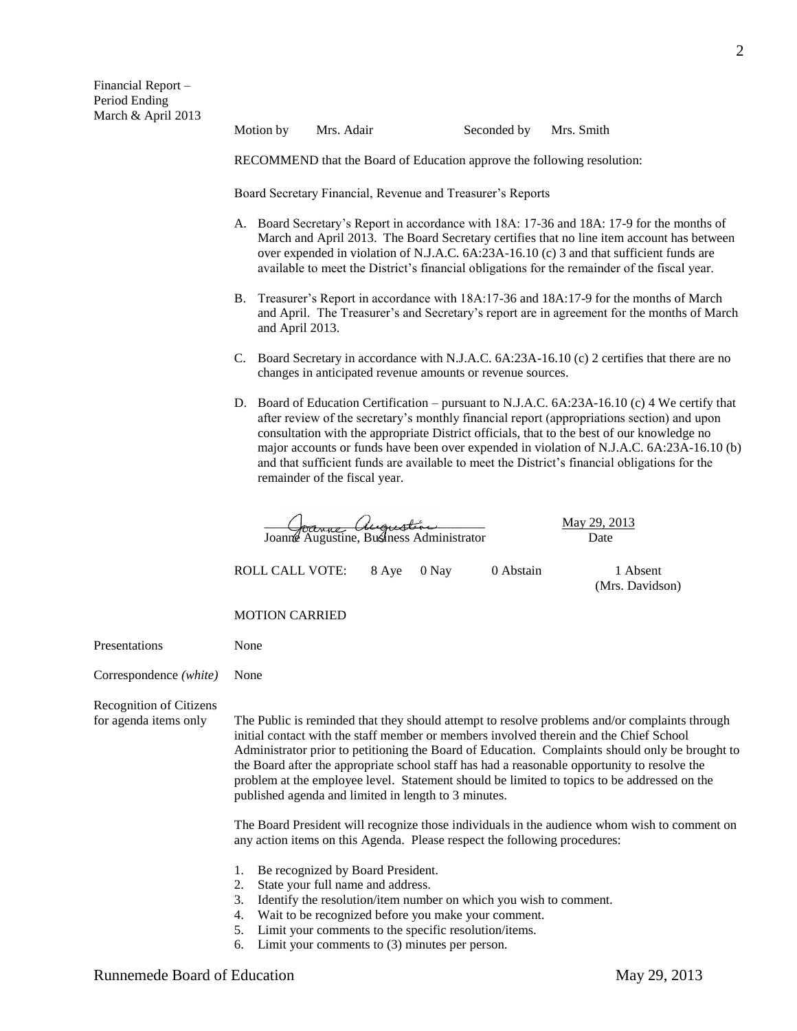Financial Report – Period Ending March & April 2013

Motion by Mrs. Adair Seconded by Mrs. Smith

RECOMMEND that the Board of Education approve the following resolution:

Board Secretary Financial, Revenue and Treasurer's Reports

A. Board Secretary's Report in accordance with 18A: 17-36 and 18A: 17-9 for the months of March and April 2013. The Board Secretary certifies that no line item account has between over expended in violation of N.J.A.C. 6A:23A-16.10 (c) 3 and that sufficient funds are available to meet the District's financial obligations for the remainder of the fiscal year.

B. Treasurer's Report in accordance with 18A:17-36 and 18A:17-9 for the months of March and April. The Treasurer's and Secretary's report are in agreement for the months of March and April 2013.

C. Board Secretary in accordance with N.J.A.C. 6A:23A-16.10 (c) 2 certifies that there are no changes in anticipated revenue amounts or revenue sources.

D. Board of Education Certification – pursuant to N.J.A.C. 6A:23A-16.10 (c) 4 We certify that after review of the secretary's monthly financial report (appropriations section) and upon consultation with the appropriate District officials, that to the best of our knowledge no major accounts or funds have been over expended in violation of N.J.A.C. 6A:23A-16.10 (b) and that sufficient funds are available to meet the District's financial obligations for the remainder of the fiscal year.

Joanne Augustine, Business Administrator — May 29, 2013 (Date)

ROLL CALL VOTE: 8 Aye 0 Nay 0 Abstain 1 Absent (Mrs. Davidson)

MOTION CARRIED

Presentations: None

Correspondence *(white)*: None

Recognition of Citizens for agenda items only

The Public is reminded that they should attempt to resolve problems and/or complaints through initial contact with the staff member or members involved therein and the Chief School Administrator prior to petitioning the Board of Education. Complaints should only be brought to the Board after the appropriate school staff has had a reasonable opportunity to resolve the problem at the employee level. Statement should be limited to topics to be addressed on the published agenda and limited in length to 3 minutes.

The Board President will recognize those individuals in the audience whom wish to comment on any action items on this Agenda. Please respect the following procedures:

1. Be recognized by Board President.
2. State your full name and address.
3. Identify the resolution/item number on which you wish to comment.
4. Wait to be recognized before you make your comment.
5. Limit your comments to the specific resolution/items.
6. Limit your comments to (3) minutes per person.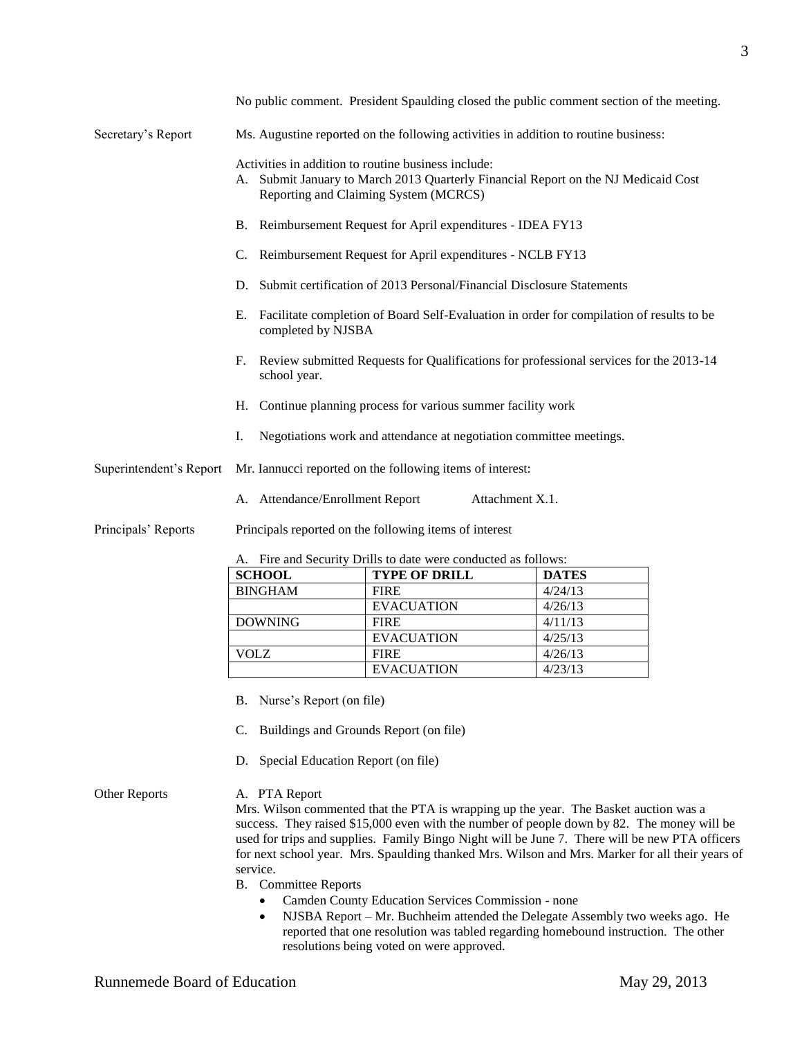No public comment. President Spaulding closed the public comment section of the meeting.

**Secretary's Report**

Ms. Augustine reported on the following activities in addition to routine business:

Activities in addition to routine business include:

A. Submit January to March 2013 Quarterly Financial Report on the NJ Medicaid Cost Reporting and Claiming System (MCRCS)

B. Reimbursement Request for April expenditures - IDEA FY13

C. Reimbursement Request for April expenditures - NCLB FY13

D. Submit certification of 2013 Personal/Financial Disclosure Statements

E. Facilitate completion of Board Self-Evaluation in order for compilation of results to be completed by NJSBA

F. Review submitted Requests for Qualifications for professional services for the 2013-14 school year.

H. Continue planning process for various summer facility work

I. Negotiations work and attendance at negotiation committee meetings.

**Superintendent's Report**

Mr. Iannucci reported on the following items of interest:

A. Attendance/Enrollment Report Attachment X.1.

**Principals' Reports**

Principals reported on the following items of interest

A. Fire and Security Drills to date were conducted as follows:

| SCHOOL | TYPE OF DRILL | DATES |
|---|---|---|
| BINGHAM | FIRE | 4/24/13 |
| | EVACUATION | 4/26/13 |
| DOWNING | FIRE | 4/11/13 |
| | EVACUATION | 4/25/13 |
| VOLZ | FIRE | 4/26/13 |
| | EVACUATION | 4/23/13 |

B. Nurse's Report (on file)

C. Buildings and Grounds Report (on file)

D. Special Education Report (on file)

**Other Reports**

A. PTA Report

Mrs. Wilson commented that the PTA is wrapping up the year. The Basket auction was a success. They raised $15,000 even with the number of people down by 82. The money will be used for trips and supplies. Family Bingo Night will be June 7. There will be new PTA officers for next school year. Mrs. Spaulding thanked Mrs. Wilson and Mrs. Marker for all their years of service.

B. Committee Reports

- Camden County Education Services Commission - none
- NJSBA Report – Mr. Buchheim attended the Delegate Assembly two weeks ago. He reported that one resolution was tabled regarding homebound instruction. The other resolutions being voted on were approved.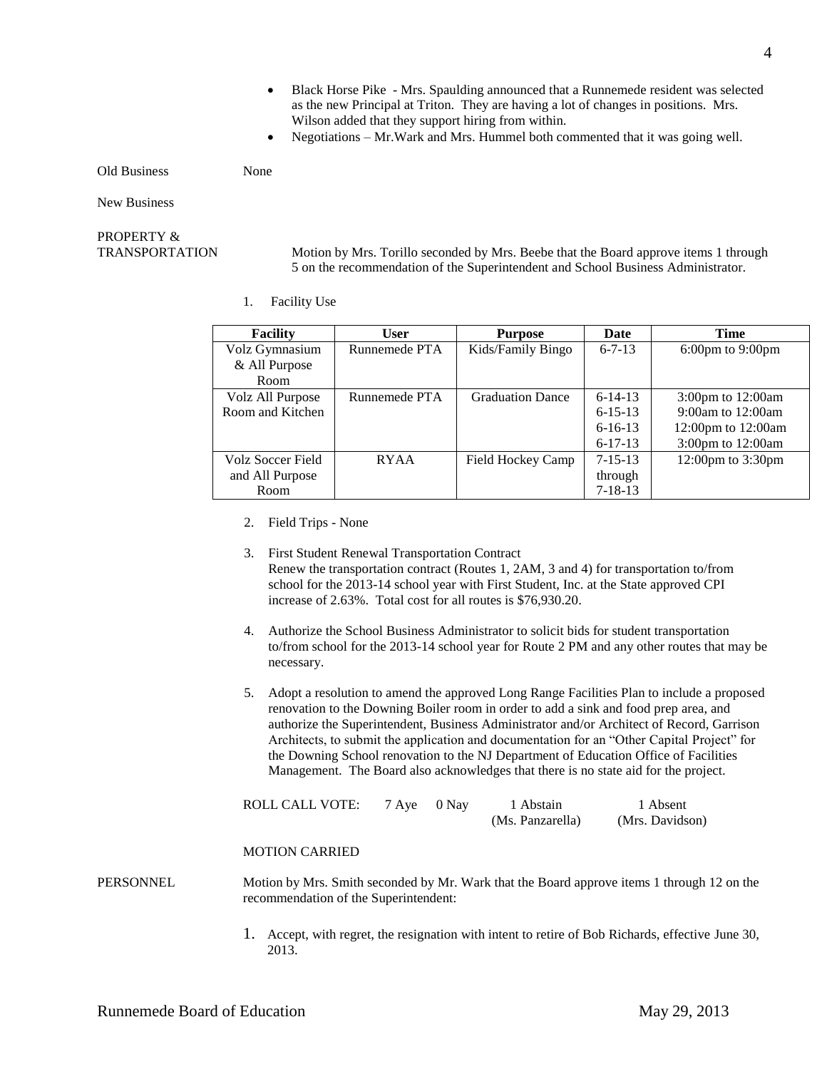- Black Horse Pike - Mrs. Spaulding announced that a Runnemede resident was selected as the new Principal at Triton. They are having a lot of changes in positions. Mrs. Wilson added that they support hiring from within.
- Negotiations – Mr.Wark and Mrs. Hummel both commented that it was going well.

Old Business None

New Business

PROPERTY & TRANSPORTATION

Motion by Mrs. Torillo seconded by Mrs. Beebe that the Board approve items 1 through 5 on the recommendation of the Superintendent and School Business Administrator.

1. Facility Use

| Facility | User | Purpose | Date | Time |
|---|---|---|---|---|
| Volz Gymnasium & All Purpose Room | Runnemede PTA | Kids/Family Bingo | 6-7-13 | 6:00pm to 9:00pm |
| Volz All Purpose Room and Kitchen | Runnemede PTA | Graduation Dance | 6-14-13<br>6-15-13<br>6-16-13<br>6-17-13 | 3:00pm to 12:00am<br>9:00am to 12:00am<br>12:00pm to 12:00am<br>3:00pm to 12:00am |
| Volz Soccer Field and All Purpose Room | RYAA | Field Hockey Camp | 7-15-13 through 7-18-13 | 12:00pm to 3:30pm |

2. Field Trips - None

3. First Student Renewal Transportation Contract
   Renew the transportation contract (Routes 1, 2AM, 3 and 4) for transportation to/from school for the 2013-14 school year with First Student, Inc. at the State approved CPI increase of 2.63%. Total cost for all routes is $76,930.20.

4. Authorize the School Business Administrator to solicit bids for student transportation to/from school for the 2013-14 school year for Route 2 PM and any other routes that may be necessary.

5. Adopt a resolution to amend the approved Long Range Facilities Plan to include a proposed renovation to the Downing Boiler room in order to add a sink and food prep area, and authorize the Superintendent, Business Administrator and/or Architect of Record, Garrison Architects, to submit the application and documentation for an "Other Capital Project" for the Downing School renovation to the NJ Department of Education Office of Facilities Management. The Board also acknowledges that there is no state aid for the project.

ROLL CALL VOTE: 7 Aye 0 Nay 1 Abstain (Ms. Panzarella) 1 Absent (Mrs. Davidson)

MOTION CARRIED

PERSONNEL

Motion by Mrs. Smith seconded by Mr. Wark that the Board approve items 1 through 12 on the recommendation of the Superintendent:

1. Accept, with regret, the resignation with intent to retire of Bob Richards, effective June 30, 2013.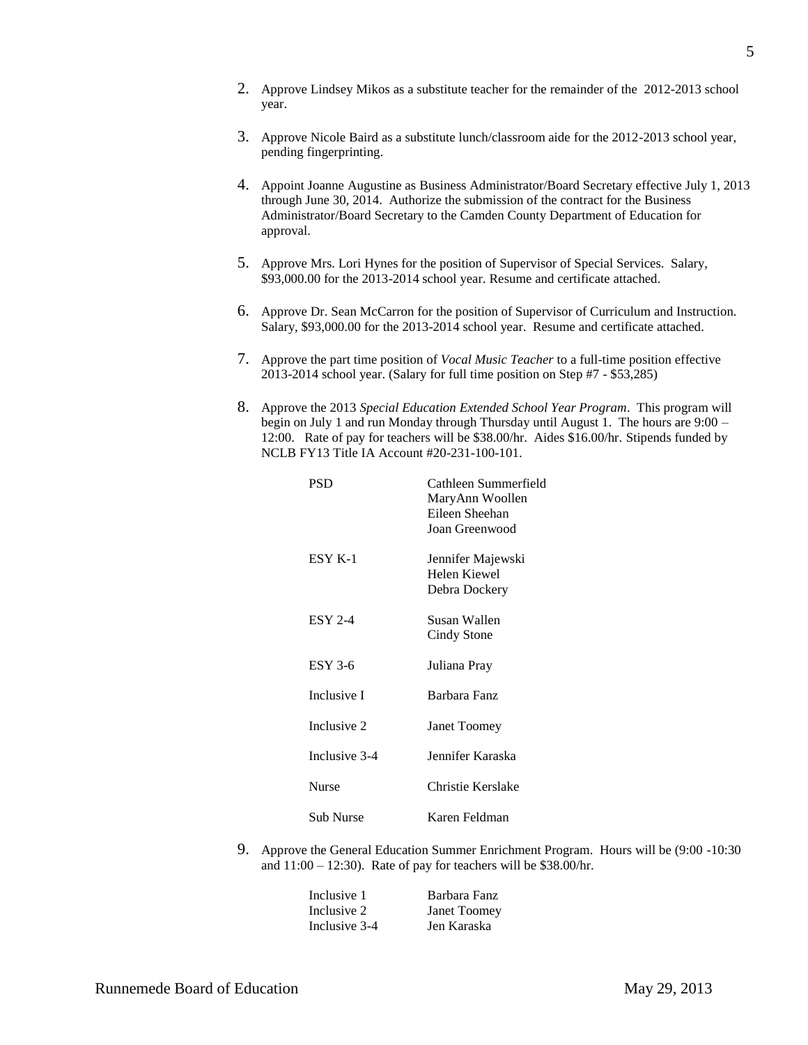2. Approve Lindsey Mikos as a substitute teacher for the remainder of the 2012-2013 school year.

3. Approve Nicole Baird as a substitute lunch/classroom aide for the 2012-2013 school year, pending fingerprinting.

4. Appoint Joanne Augustine as Business Administrator/Board Secretary effective July 1, 2013 through June 30, 2014. Authorize the submission of the contract for the Business Administrator/Board Secretary to the Camden County Department of Education for approval.

5. Approve Mrs. Lori Hynes for the position of Supervisor of Special Services. Salary, $93,000.00 for the 2013-2014 school year. Resume and certificate attached.

6. Approve Dr. Sean McCarron for the position of Supervisor of Curriculum and Instruction. Salary, $93,000.00 for the 2013-2014 school year. Resume and certificate attached.

7. Approve the part time position of *Vocal Music Teacher* to a full-time position effective 2013-2014 school year. (Salary for full time position on Step #7 - $53,285)

8. Approve the 2013 *Special Education Extended School Year Program*. This program will begin on July 1 and run Monday through Thursday until August 1. The hours are 9:00 – 12:00. Rate of pay for teachers will be $38.00/hr. Aides $16.00/hr. Stipends funded by NCLB FY13 Title IA Account #20-231-100-101.

| | |
|---|---|
| PSD | Cathleen Summerfield<br>MaryAnn Woollen<br>Eileen Sheehan<br>Joan Greenwood |
| ESY K-1 | Jennifer Majewski<br>Helen Kiewel<br>Debra Dockery |
| ESY 2-4 | Susan Wallen<br>Cindy Stone |
| ESY 3-6 | Juliana Pray |
| Inclusive I | Barbara Fanz |
| Inclusive 2 | Janet Toomey |
| Inclusive 3-4 | Jennifer Karaska |
| Nurse | Christie Kerslake |
| Sub Nurse | Karen Feldman |

9. Approve the General Education Summer Enrichment Program. Hours will be (9:00 -10:30 and 11:00 – 12:30). Rate of pay for teachers will be $38.00/hr.

| | |
|---|---|
| Inclusive 1 | Barbara Fanz |
| Inclusive 2 | Janet Toomey |
| Inclusive 3-4 | Jen Karaska |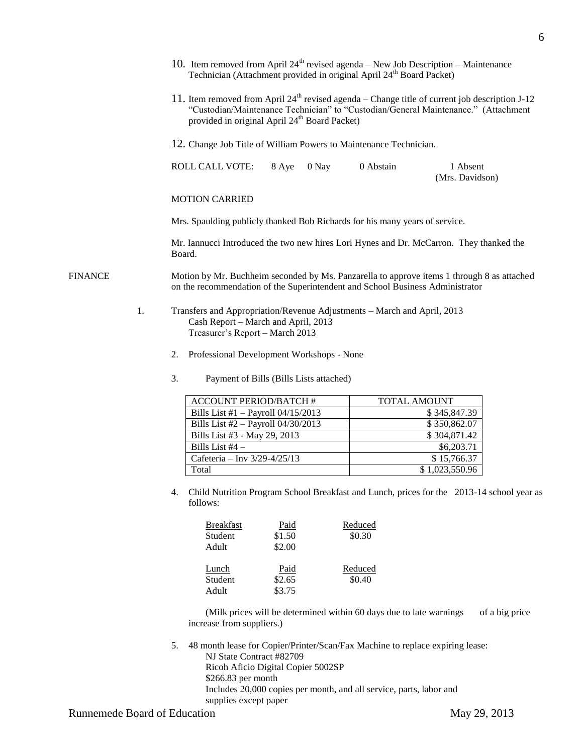10. Item removed from April 24th revised agenda – New Job Description – Maintenance Technician (Attachment provided in original April 24th Board Packet)

11. Item removed from April 24th revised agenda – Change title of current job description J-12 "Custodian/Maintenance Technician" to "Custodian/General Maintenance." (Attachment provided in original April 24th Board Packet)

12. Change Job Title of William Powers to Maintenance Technician.

ROLL CALL VOTE: 8 Aye 0 Nay 0 Abstain 1 Absent (Mrs. Davidson)

MOTION CARRIED

Mrs. Spaulding publicly thanked Bob Richards for his many years of service.

Mr. Iannucci Introduced the two new hires Lori Hynes and Dr. McCarron. They thanked the Board.

FINANCE

Motion by Mr. Buchheim seconded by Ms. Panzarella to approve items 1 through 8 as attached on the recommendation of the Superintendent and School Business Administrator

1. Transfers and Appropriation/Revenue Adjustments – March and April, 2013
   Cash Report – March and April, 2013
   Treasurer's Report – March 2013

2. Professional Development Workshops - None

3. Payment of Bills (Bills Lists attached)

| ACCOUNT PERIOD/BATCH # | TOTAL AMOUNT |
| --- | --- |
| Bills List #1 – Payroll 04/15/2013 | $ 345,847.39 |
| Bills List #2 – Payroll 04/30/2013 | $ 350,862.07 |
| Bills List #3 - May 29, 2013 | $ 304,871.42 |
| Bills List #4 – | $6,203.71 |
| Cafeteria – Inv 3/29-4/25/13 | $ 15,766.37 |
| Total | $ 1,023,550.96 |

4. Child Nutrition Program School Breakfast and Lunch, prices for the 2013-14 school year as follows:

| Breakfast | Paid | Reduced |
| --- | --- | --- |
| Student | $1.50 | $0.30 |
| Adult | $2.00 | |

| Lunch | Paid | Reduced |
| --- | --- | --- |
| Student | $2.65 | $0.40 |
| Adult | $3.75 | |

(Milk prices will be determined within 60 days due to late warnings of a big price increase from suppliers.)

5. 48 month lease for Copier/Printer/Scan/Fax Machine to replace expiring lease:
   NJ State Contract #82709
   Ricoh Aficio Digital Copier 5002SP
   $266.83 per month
   Includes 20,000 copies per month, and all service, parts, labor and supplies except paper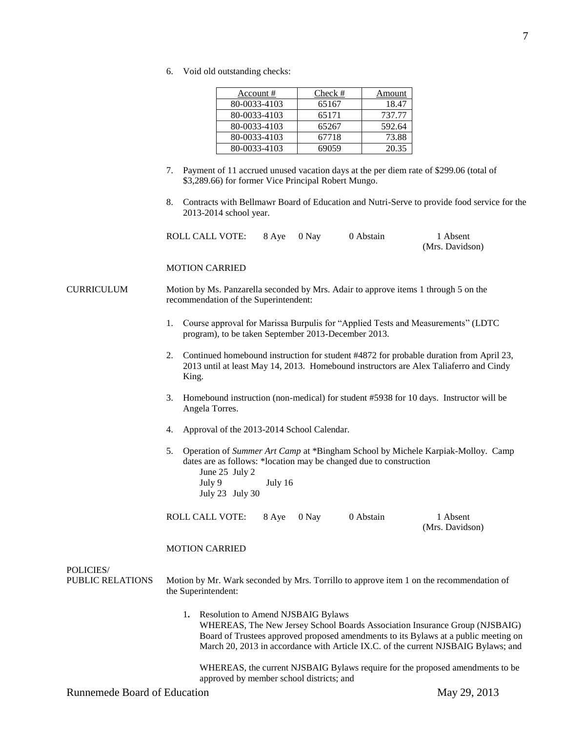6. Void old outstanding checks:

| Account # | Check # | Amount |
|---|---|---|
| 80-0033-4103 | 65167 | 18.47 |
| 80-0033-4103 | 65171 | 737.77 |
| 80-0033-4103 | 65267 | 592.64 |
| 80-0033-4103 | 67718 | 73.88 |
| 80-0033-4103 | 69059 | 20.35 |

7. Payment of 11 accrued unused vacation days at the per diem rate of $299.06 (total of $3,289.66) for former Vice Principal Robert Mungo.

8. Contracts with Bellmawr Board of Education and Nutri-Serve to provide food service for the 2013-2014 school year.

ROLL CALL VOTE: 8 Aye 0 Nay 0 Abstain 1 Absent (Mrs. Davidson)

MOTION CARRIED

CURRICULUM

Motion by Ms. Panzarella seconded by Mrs. Adair to approve items 1 through 5 on the recommendation of the Superintendent:

1. Course approval for Marissa Burpulis for "Applied Tests and Measurements" (LDTC program), to be taken September 2013-December 2013.

2. Continued homebound instruction for student #4872 for probable duration from April 23, 2013 until at least May 14, 2013. Homebound instructors are Alex Taliaferro and Cindy King.

3. Homebound instruction (non-medical) for student #5938 for 10 days. Instructor will be Angela Torres.

4. Approval of the 2013-2014 School Calendar.

5. Operation of *Summer Art Camp* at *Bingham School by Michele Karpiak-Molloy. Camp dates are as follows: *location may be changed due to construction
   June 25 July 2
   July 9 July 16
   July 23 July 30

ROLL CALL VOTE: 8 Aye 0 Nay 0 Abstain 1 Absent (Mrs. Davidson)

MOTION CARRIED

POLICIES/ PUBLIC RELATIONS

Motion by Mr. Wark seconded by Mrs. Torrillo to approve item 1 on the recommendation of the Superintendent:

1. Resolution to Amend NJSBAIG Bylaws
   WHEREAS, The New Jersey School Boards Association Insurance Group (NJSBAIG) Board of Trustees approved proposed amendments to its Bylaws at a public meeting on March 20, 2013 in accordance with Article IX.C. of the current NJSBAIG Bylaws; and

   WHEREAS, the current NJSBAIG Bylaws require for the proposed amendments to be approved by member school districts; and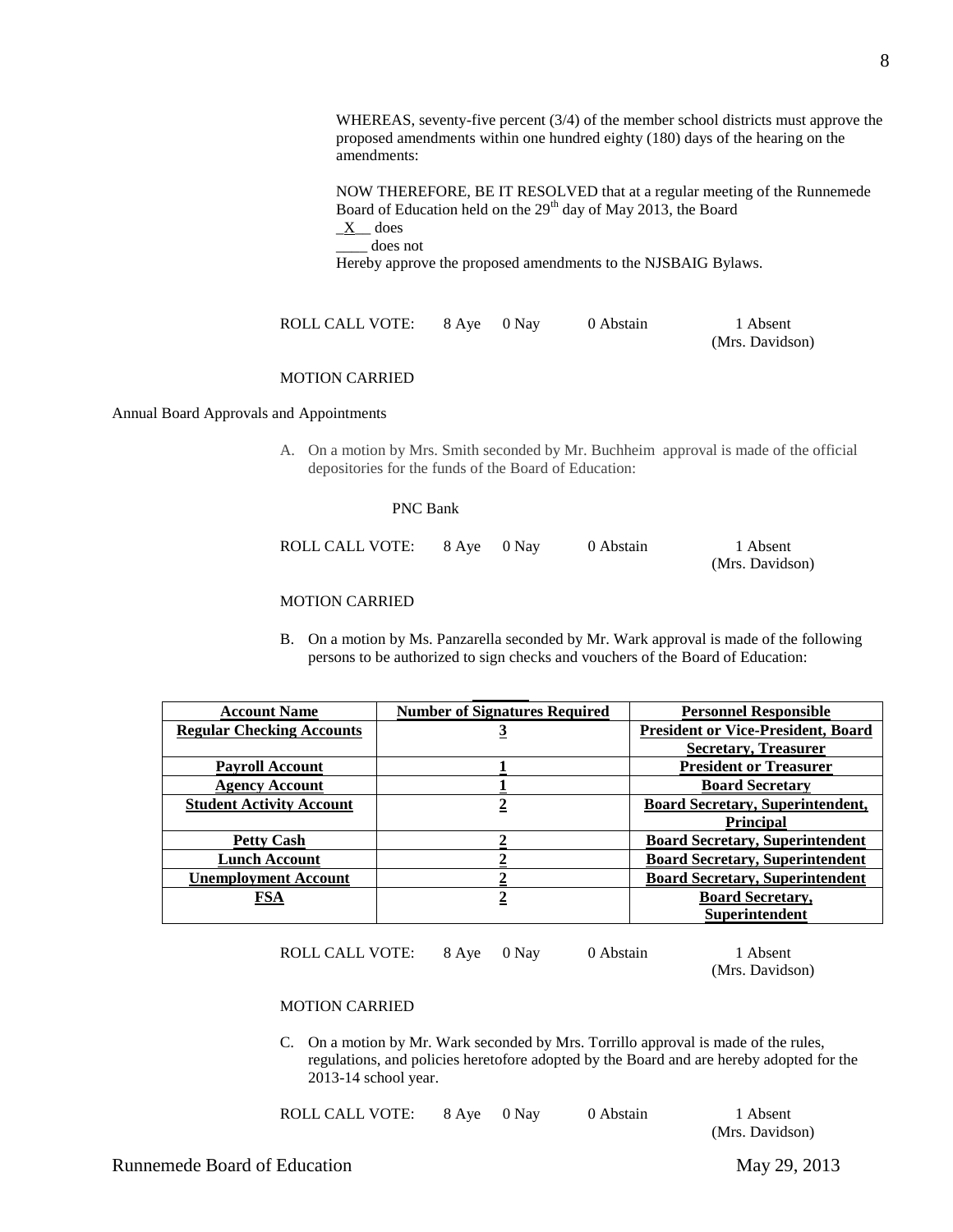WHEREAS, seventy-five percent (3/4) of the member school districts must approve the proposed amendments within one hundred eighty (180) days of the hearing on the amendments:

NOW THEREFORE, BE IT RESOLVED that at a regular meeting of the Runnemede Board of Education held on the 29th day of May 2013, the Board
_X__ does
____ does not
Hereby approve the proposed amendments to the NJSBAIG Bylaws.

ROLL CALL VOTE: 8 Aye 0 Nay 0 Abstain 1 Absent (Mrs. Davidson)

MOTION CARRIED

Annual Board Approvals and Appointments

A. On a motion by Mrs. Smith seconded by Mr. Buchheim approval is made of the official depositories for the funds of the Board of Education:

PNC Bank

ROLL CALL VOTE: 8 Aye 0 Nay 0 Abstain 1 Absent (Mrs. Davidson)

MOTION CARRIED

B. On a motion by Ms. Panzarella seconded by Mr. Wark approval is made of the following persons to be authorized to sign checks and vouchers of the Board of Education:

| Account Name | Number of Signatures Required | Personnel Responsible |
|---|---|---|
| **Regular Checking Accounts** | **3** | **President or Vice-President, Board Secretary, Treasurer** |
| **Payroll Account** | **1** | **President or Treasurer** |
| **Agency Account** | **1** | **Board Secretary** |
| **Student Activity Account** | **2** | **Board Secretary, Superintendent, Principal** |
| **Petty Cash** | **2** | **Board Secretary, Superintendent** |
| **Lunch Account** | **2** | **Board Secretary, Superintendent** |
| **Unemployment Account** | **2** | **Board Secretary, Superintendent** |
| **FSA** | **2** | **Board Secretary, Superintendent** |

ROLL CALL VOTE: 8 Aye 0 Nay 0 Abstain 1 Absent (Mrs. Davidson)

MOTION CARRIED

C. On a motion by Mr. Wark seconded by Mrs. Torrillo approval is made of the rules, regulations, and policies heretofore adopted by the Board and are hereby adopted for the 2013-14 school year.

ROLL CALL VOTE: 8 Aye 0 Nay 0 Abstain 1 Absent (Mrs. Davidson)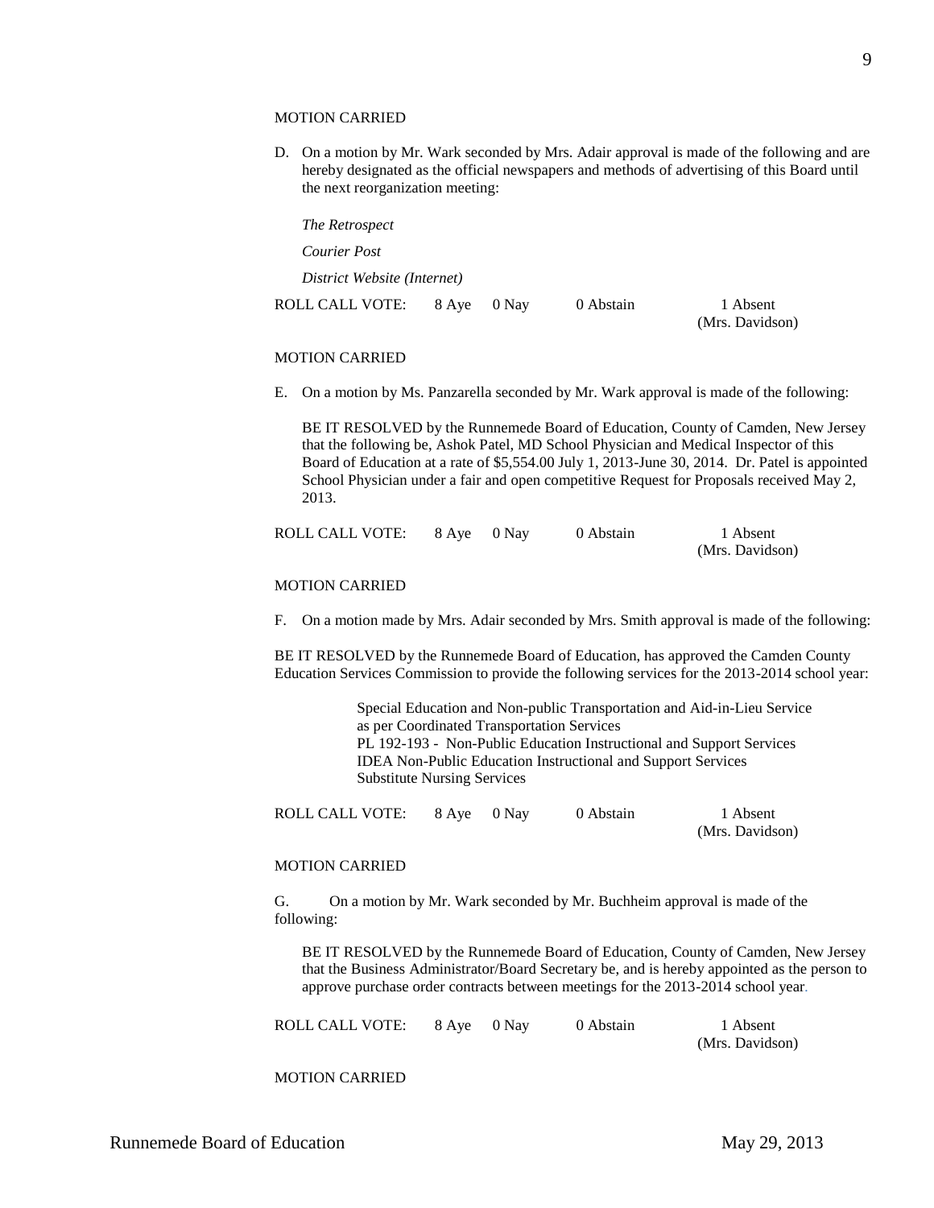MOTION CARRIED

D. On a motion by Mr. Wark seconded by Mrs. Adair approval is made of the following and are hereby designated as the official newspapers and methods of advertising of this Board until the next reorganization meeting:

*The Retrospect*

*Courier Post*

*District Website (Internet)*

ROLL CALL VOTE: 8 Aye 0 Nay 0 Abstain 1 Absent (Mrs. Davidson)

MOTION CARRIED

E. On a motion by Ms. Panzarella seconded by Mr. Wark approval is made of the following:

BE IT RESOLVED by the Runnemede Board of Education, County of Camden, New Jersey that the following be, Ashok Patel, MD School Physician and Medical Inspector of this Board of Education at a rate of $5,554.00 July 1, 2013-June 30, 2014. Dr. Patel is appointed School Physician under a fair and open competitive Request for Proposals received May 2, 2013.

ROLL CALL VOTE: 8 Aye 0 Nay 0 Abstain 1 Absent (Mrs. Davidson)

MOTION CARRIED

F. On a motion made by Mrs. Adair seconded by Mrs. Smith approval is made of the following:

BE IT RESOLVED by the Runnemede Board of Education, has approved the Camden County Education Services Commission to provide the following services for the 2013-2014 school year:

Special Education and Non-public Transportation and Aid-in-Lieu Service as per Coordinated Transportation Services
PL 192-193 - Non-Public Education Instructional and Support Services
IDEA Non-Public Education Instructional and Support Services
Substitute Nursing Services

ROLL CALL VOTE: 8 Aye 0 Nay 0 Abstain 1 Absent (Mrs. Davidson)

MOTION CARRIED

G. On a motion by Mr. Wark seconded by Mr. Buchheim approval is made of the following:

BE IT RESOLVED by the Runnemede Board of Education, County of Camden, New Jersey that the Business Administrator/Board Secretary be, and is hereby appointed as the person to approve purchase order contracts between meetings for the 2013-2014 school year.

ROLL CALL VOTE: 8 Aye 0 Nay 0 Abstain 1 Absent (Mrs. Davidson)

MOTION CARRIED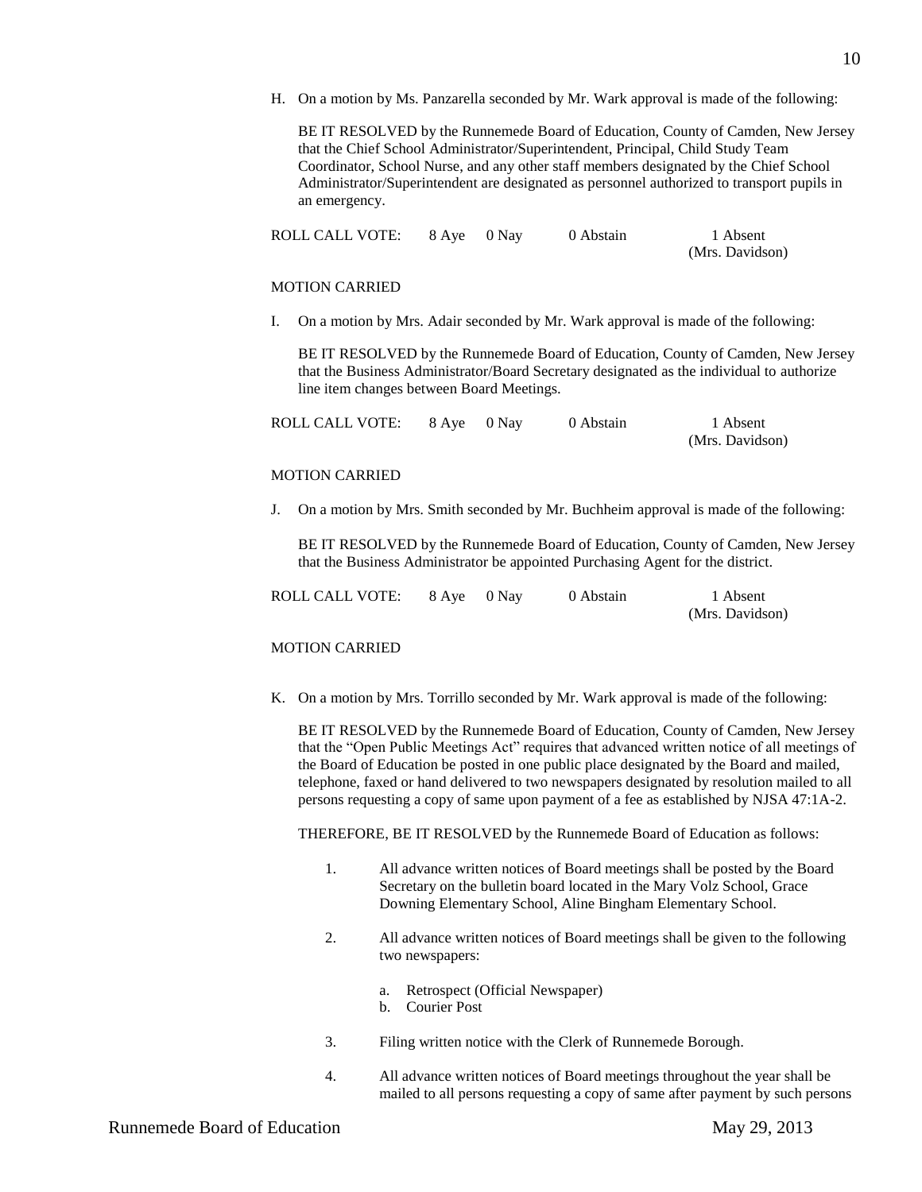H. On a motion by Ms. Panzarella seconded by Mr. Wark approval is made of the following:

BE IT RESOLVED by the Runnemede Board of Education, County of Camden, New Jersey that the Chief School Administrator/Superintendent, Principal, Child Study Team Coordinator, School Nurse, and any other staff members designated by the Chief School Administrator/Superintendent are designated as personnel authorized to transport pupils in an emergency.

ROLL CALL VOTE: 8 Aye 0 Nay 0 Abstain 1 Absent (Mrs. Davidson)

MOTION CARRIED

I. On a motion by Mrs. Adair seconded by Mr. Wark approval is made of the following:

BE IT RESOLVED by the Runnemede Board of Education, County of Camden, New Jersey that the Business Administrator/Board Secretary designated as the individual to authorize line item changes between Board Meetings.

ROLL CALL VOTE: 8 Aye 0 Nay 0 Abstain 1 Absent (Mrs. Davidson)

MOTION CARRIED

J. On a motion by Mrs. Smith seconded by Mr. Buchheim approval is made of the following:

BE IT RESOLVED by the Runnemede Board of Education, County of Camden, New Jersey that the Business Administrator be appointed Purchasing Agent for the district.

ROLL CALL VOTE: 8 Aye 0 Nay 0 Abstain 1 Absent (Mrs. Davidson)

MOTION CARRIED

K. On a motion by Mrs. Torrillo seconded by Mr. Wark approval is made of the following:

BE IT RESOLVED by the Runnemede Board of Education, County of Camden, New Jersey that the "Open Public Meetings Act" requires that advanced written notice of all meetings of the Board of Education be posted in one public place designated by the Board and mailed, telephone, faxed or hand delivered to two newspapers designated by resolution mailed to all persons requesting a copy of same upon payment of a fee as established by NJSA 47:1A-2.

THEREFORE, BE IT RESOLVED by the Runnemede Board of Education as follows:

1. All advance written notices of Board meetings shall be posted by the Board Secretary on the bulletin board located in the Mary Volz School, Grace Downing Elementary School, Aline Bingham Elementary School.

2. All advance written notices of Board meetings shall be given to the following two newspapers:

   a. Retrospect (Official Newspaper)
   b. Courier Post

3. Filing written notice with the Clerk of Runnemede Borough.

4. All advance written notices of Board meetings throughout the year shall be mailed to all persons requesting a copy of same after payment by such persons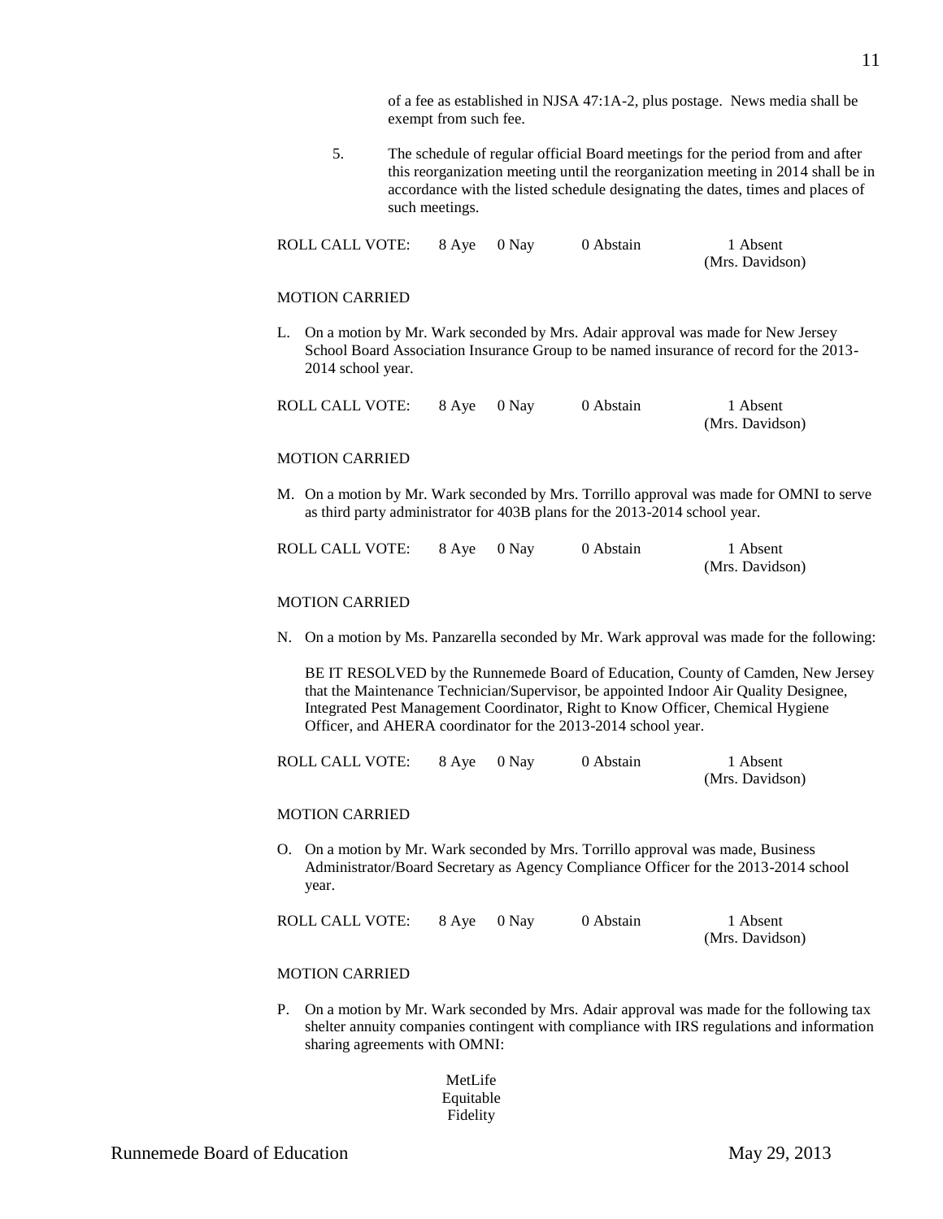of a fee as established in NJSA 47:1A-2, plus postage. News media shall be exempt from such fee.

5. The schedule of regular official Board meetings for the period from and after this reorganization meeting until the reorganization meeting in 2014 shall be in accordance with the listed schedule designating the dates, times and places of such meetings.

ROLL CALL VOTE: 8 Aye 0 Nay 0 Abstain 1 Absent (Mrs. Davidson)

MOTION CARRIED

L. On a motion by Mr. Wark seconded by Mrs. Adair approval was made for New Jersey School Board Association Insurance Group to be named insurance of record for the 2013-2014 school year.

ROLL CALL VOTE: 8 Aye 0 Nay 0 Abstain 1 Absent (Mrs. Davidson)

MOTION CARRIED

M. On a motion by Mr. Wark seconded by Mrs. Torrillo approval was made for OMNI to serve as third party administrator for 403B plans for the 2013-2014 school year.

ROLL CALL VOTE: 8 Aye 0 Nay 0 Abstain 1 Absent (Mrs. Davidson)

MOTION CARRIED

N. On a motion by Ms. Panzarella seconded by Mr. Wark approval was made for the following:

BE IT RESOLVED by the Runnemede Board of Education, County of Camden, New Jersey that the Maintenance Technician/Supervisor, be appointed Indoor Air Quality Designee, Integrated Pest Management Coordinator, Right to Know Officer, Chemical Hygiene Officer, and AHERA coordinator for the 2013-2014 school year.

ROLL CALL VOTE: 8 Aye 0 Nay 0 Abstain 1 Absent (Mrs. Davidson)

MOTION CARRIED

O. On a motion by Mr. Wark seconded by Mrs. Torrillo approval was made, Business Administrator/Board Secretary as Agency Compliance Officer for the 2013-2014 school year.

ROLL CALL VOTE: 8 Aye 0 Nay 0 Abstain 1 Absent (Mrs. Davidson)

MOTION CARRIED

P. On a motion by Mr. Wark seconded by Mrs. Adair approval was made for the following tax shelter annuity companies contingent with compliance with IRS regulations and information sharing agreements with OMNI:

MetLife
Equitable
Fidelity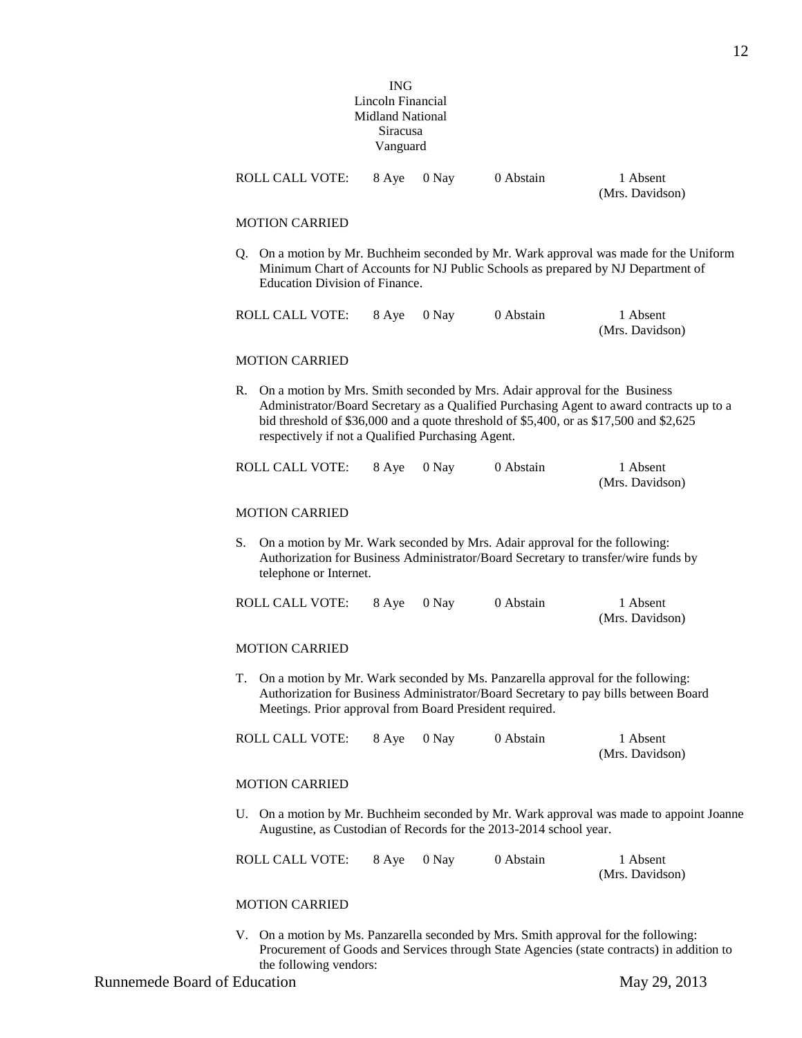ING
Lincoln Financial
Midland National
Siracusa
Vanguard

ROLL CALL VOTE: 8 Aye 0 Nay 0 Abstain 1 Absent (Mrs. Davidson)

MOTION CARRIED

Q. On a motion by Mr. Buchheim seconded by Mr. Wark approval was made for the Uniform Minimum Chart of Accounts for NJ Public Schools as prepared by NJ Department of Education Division of Finance.

ROLL CALL VOTE: 8 Aye 0 Nay 0 Abstain 1 Absent (Mrs. Davidson)

MOTION CARRIED

R. On a motion by Mrs. Smith seconded by Mrs. Adair approval for the Business Administrator/Board Secretary as a Qualified Purchasing Agent to award contracts up to a bid threshold of $36,000 and a quote threshold of $5,400, or as $17,500 and $2,625 respectively if not a Qualified Purchasing Agent.

ROLL CALL VOTE: 8 Aye 0 Nay 0 Abstain 1 Absent (Mrs. Davidson)

MOTION CARRIED

S. On a motion by Mr. Wark seconded by Mrs. Adair approval for the following: Authorization for Business Administrator/Board Secretary to transfer/wire funds by telephone or Internet.

ROLL CALL VOTE: 8 Aye 0 Nay 0 Abstain 1 Absent (Mrs. Davidson)

MOTION CARRIED

T. On a motion by Mr. Wark seconded by Ms. Panzarella approval for the following: Authorization for Business Administrator/Board Secretary to pay bills between Board Meetings. Prior approval from Board President required.

ROLL CALL VOTE: 8 Aye 0 Nay 0 Abstain 1 Absent (Mrs. Davidson)

MOTION CARRIED

U. On a motion by Mr. Buchheim seconded by Mr. Wark approval was made to appoint Joanne Augustine, as Custodian of Records for the 2013-2014 school year.

ROLL CALL VOTE: 8 Aye 0 Nay 0 Abstain 1 Absent (Mrs. Davidson)

MOTION CARRIED

V. On a motion by Ms. Panzarella seconded by Mrs. Smith approval for the following: Procurement of Goods and Services through State Agencies (state contracts) in addition to the following vendors: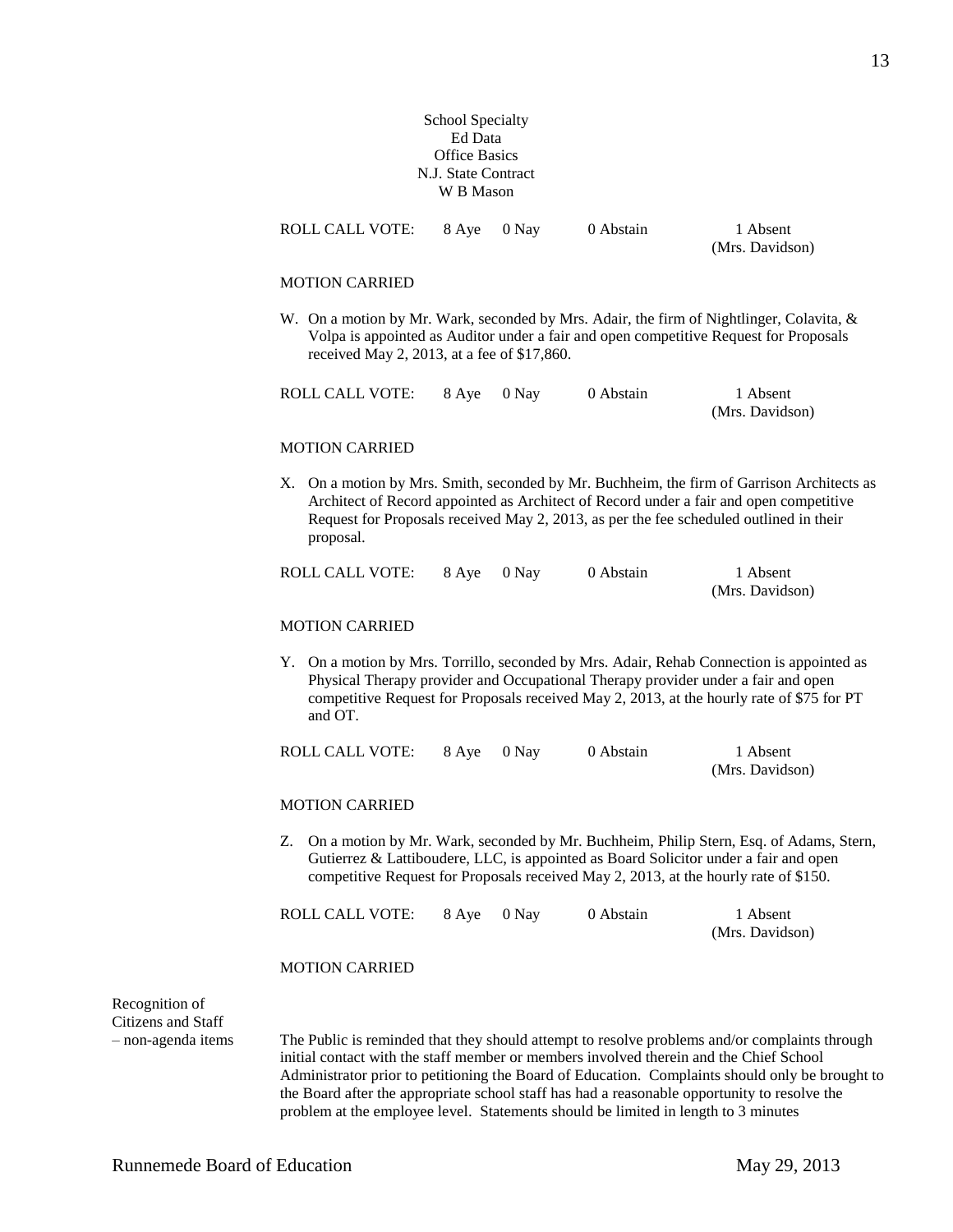School Specialty
Ed Data
Office Basics
N.J. State Contract
W B Mason

ROLL CALL VOTE: 8 Aye 0 Nay 0 Abstain 1 Absent (Mrs. Davidson)

MOTION CARRIED

W. On a motion by Mr. Wark, seconded by Mrs. Adair, the firm of Nightlinger, Colavita, & Volpa is appointed as Auditor under a fair and open competitive Request for Proposals received May 2, 2013, at a fee of $17,860.

ROLL CALL VOTE: 8 Aye 0 Nay 0 Abstain 1 Absent (Mrs. Davidson)

MOTION CARRIED

X. On a motion by Mrs. Smith, seconded by Mr. Buchheim, the firm of Garrison Architects as Architect of Record appointed as Architect of Record under a fair and open competitive Request for Proposals received May 2, 2013, as per the fee scheduled outlined in their proposal.

ROLL CALL VOTE: 8 Aye 0 Nay 0 Abstain 1 Absent (Mrs. Davidson)

MOTION CARRIED

Y. On a motion by Mrs. Torrillo, seconded by Mrs. Adair, Rehab Connection is appointed as Physical Therapy provider and Occupational Therapy provider under a fair and open competitive Request for Proposals received May 2, 2013, at the hourly rate of $75 for PT and OT.

ROLL CALL VOTE: 8 Aye 0 Nay 0 Abstain 1 Absent (Mrs. Davidson)

MOTION CARRIED

Z. On a motion by Mr. Wark, seconded by Mr. Buchheim, Philip Stern, Esq. of Adams, Stern, Gutierrez & Lattiboudere, LLC, is appointed as Board Solicitor under a fair and open competitive Request for Proposals received May 2, 2013, at the hourly rate of $150.

ROLL CALL VOTE: 8 Aye 0 Nay 0 Abstain 1 Absent (Mrs. Davidson)

MOTION CARRIED

**Recognition of Citizens and Staff – non-agenda items**

The Public is reminded that they should attempt to resolve problems and/or complaints through initial contact with the staff member or members involved therein and the Chief School Administrator prior to petitioning the Board of Education. Complaints should only be brought to the Board after the appropriate school staff has had a reasonable opportunity to resolve the problem at the employee level. Statements should be limited in length to 3 minutes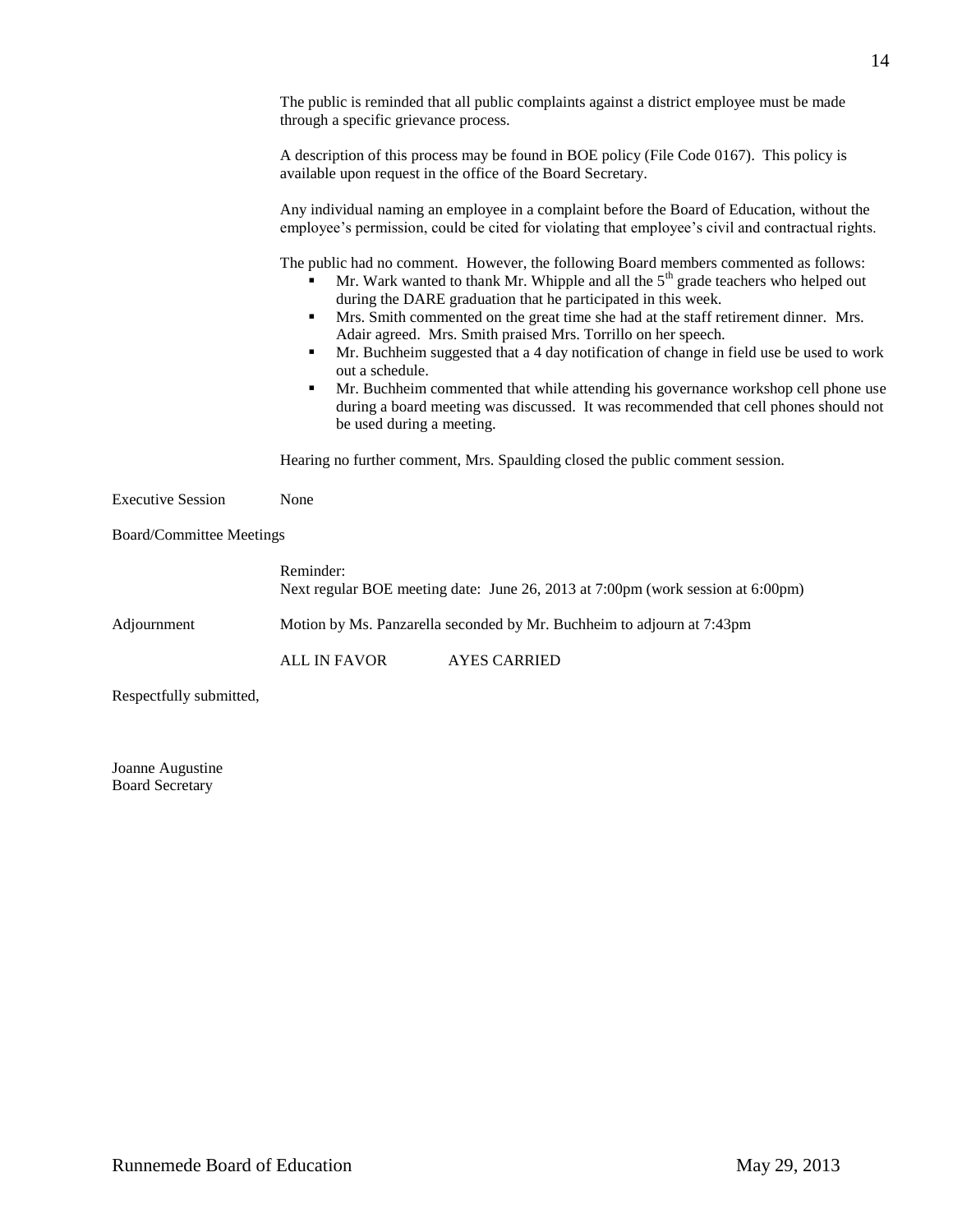The public is reminded that all public complaints against a district employee must be made through a specific grievance process.

A description of this process may be found in BOE policy (File Code 0167). This policy is available upon request in the office of the Board Secretary.

Any individual naming an employee in a complaint before the Board of Education, without the employee's permission, could be cited for violating that employee's civil and contractual rights.

The public had no comment. However, the following Board members commented as follows:

- Mr. Wark wanted to thank Mr. Whipple and all the 5th grade teachers who helped out during the DARE graduation that he participated in this week.
- Mrs. Smith commented on the great time she had at the staff retirement dinner. Mrs. Adair agreed. Mrs. Smith praised Mrs. Torrillo on her speech.
- Mr. Buchheim suggested that a 4 day notification of change in field use be used to work out a schedule.
- Mr. Buchheim commented that while attending his governance workshop cell phone use during a board meeting was discussed. It was recommended that cell phones should not be used during a meeting.

Hearing no further comment, Mrs. Spaulding closed the public comment session.

Executive Session None

Board/Committee Meetings

Reminder:
Next regular BOE meeting date: June 26, 2013 at 7:00pm (work session at 6:00pm)

Adjournment Motion by Ms. Panzarella seconded by Mr. Buchheim to adjourn at 7:43pm

ALL IN FAVOR AYES CARRIED

Respectfully submitted,

Joanne Augustine
Board Secretary